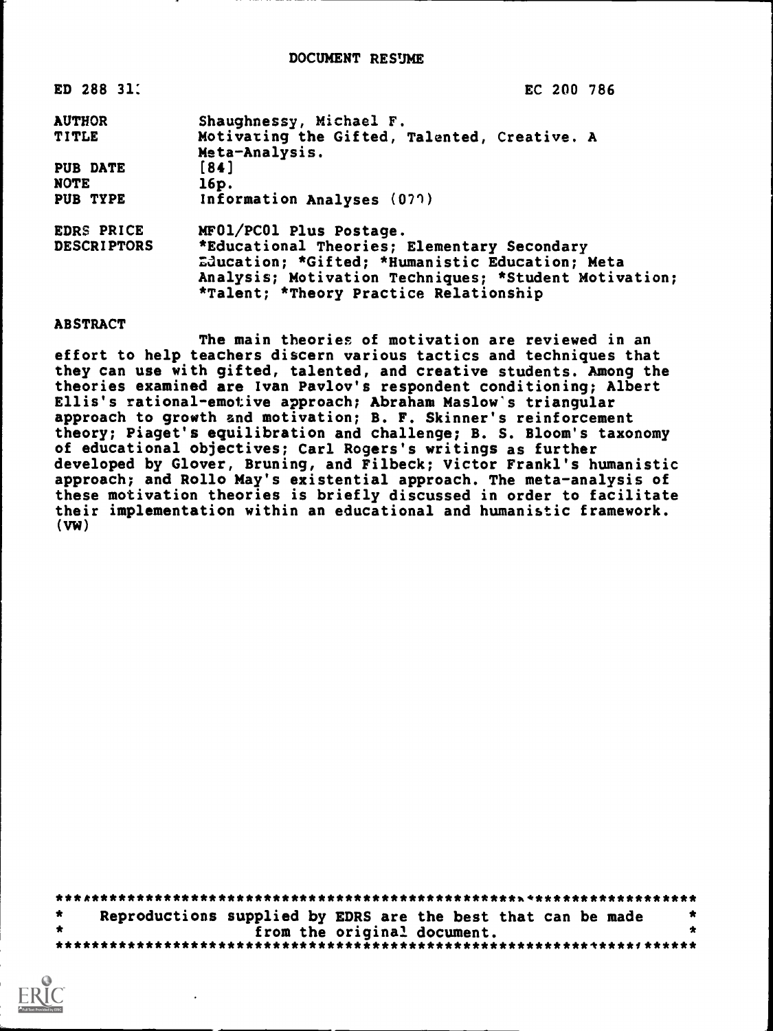DOCUMENT RESUME

| | |
|---|---|
| ED 288 31: | EC 200 786 |
| AUTHOR | Shaughnessy, Michael F. |
| TITLE | Motivating the Gifted, Talented, Creative. A Meta-Analysis. |
| PUB DATE | [84] |
| NOTE | 16p. |
| PUB TYPE | Information Analyses (070) |
| EDRS PRICE | MF01/PC01 Plus Postage. |
| DESCRIPTORS | *Educational Theories; Elementary Secondary Education; *Gifted; *Humanistic Education; Meta Analysis; Motivation Techniques; *Student Motivation; *Talent; *Theory Practice Relationship |

ABSTRACT

The main theories of motivation are reviewed in an effort to help teachers discern various tactics and techniques that they can use with gifted, talented, and creative students. Among the theories examined are Ivan Pavlov's respondent conditioning; Albert Ellis's rational-emotive approach; Abraham Maslow's triangular approach to growth and motivation; B. F. Skinner's reinforcement theory; Piaget's equilibration and challenge; B. S. Bloom's taxonomy of educational objectives; Carl Rogers's writings as further developed by Glover, Bruning, and Filbeck; Victor Frankl's humanistic approach; and Rollo May's existential approach. The meta-analysis of these motivation theories is briefly discussed in order to facilitate their implementation within an educational and humanistic framework. (VW)

***********************************************************************
* Reproductions supplied by EDRS are the best that can be made *
* from the original document. *
***********************************************************************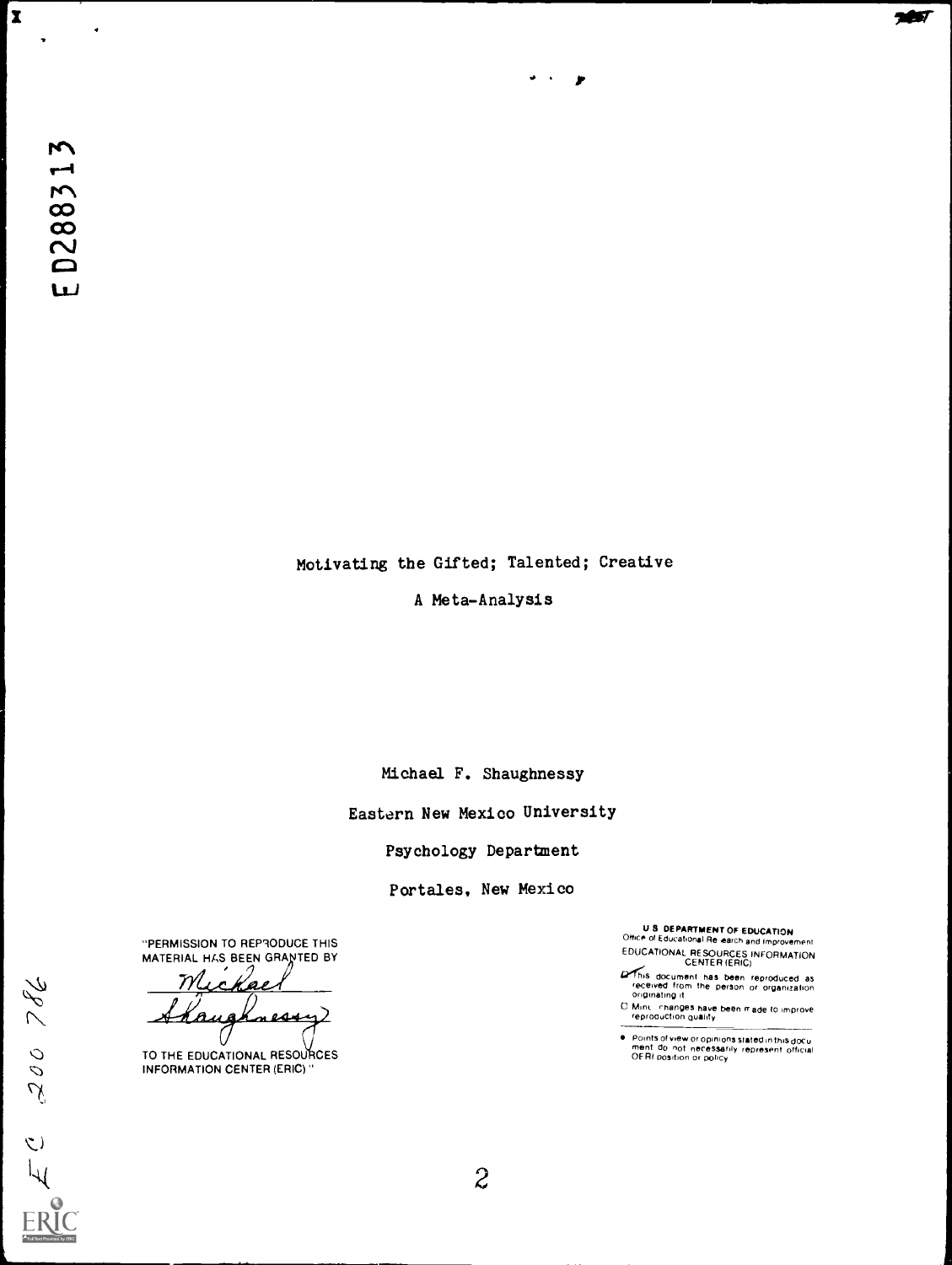ED288313

Motivating the Gifted; Talented; Creative

A Meta-Analysis

Michael F. Shaughnessy

Eastern New Mexico University

Psychology Department

Portales, New Mexico

"PERMISSION TO REPRODUCE THIS MATERIAL HAS BEEN GRANTED BY

Michael Shaughnessy

TO THE EDUCATIONAL RESOURCES INFORMATION CENTER (ERIC)."

U.S. DEPARTMENT OF EDUCATION
Office of Educational Research and Improvement
EDUCATIONAL RESOURCES INFORMATION CENTER (ERIC)

This document has been reproduced as received from the person or organization originating it.

Minor changes have been made to improve reproduction quality.

Points of view or opinions stated in this document do not necessarily represent official OERI position or policy.

EC 200 786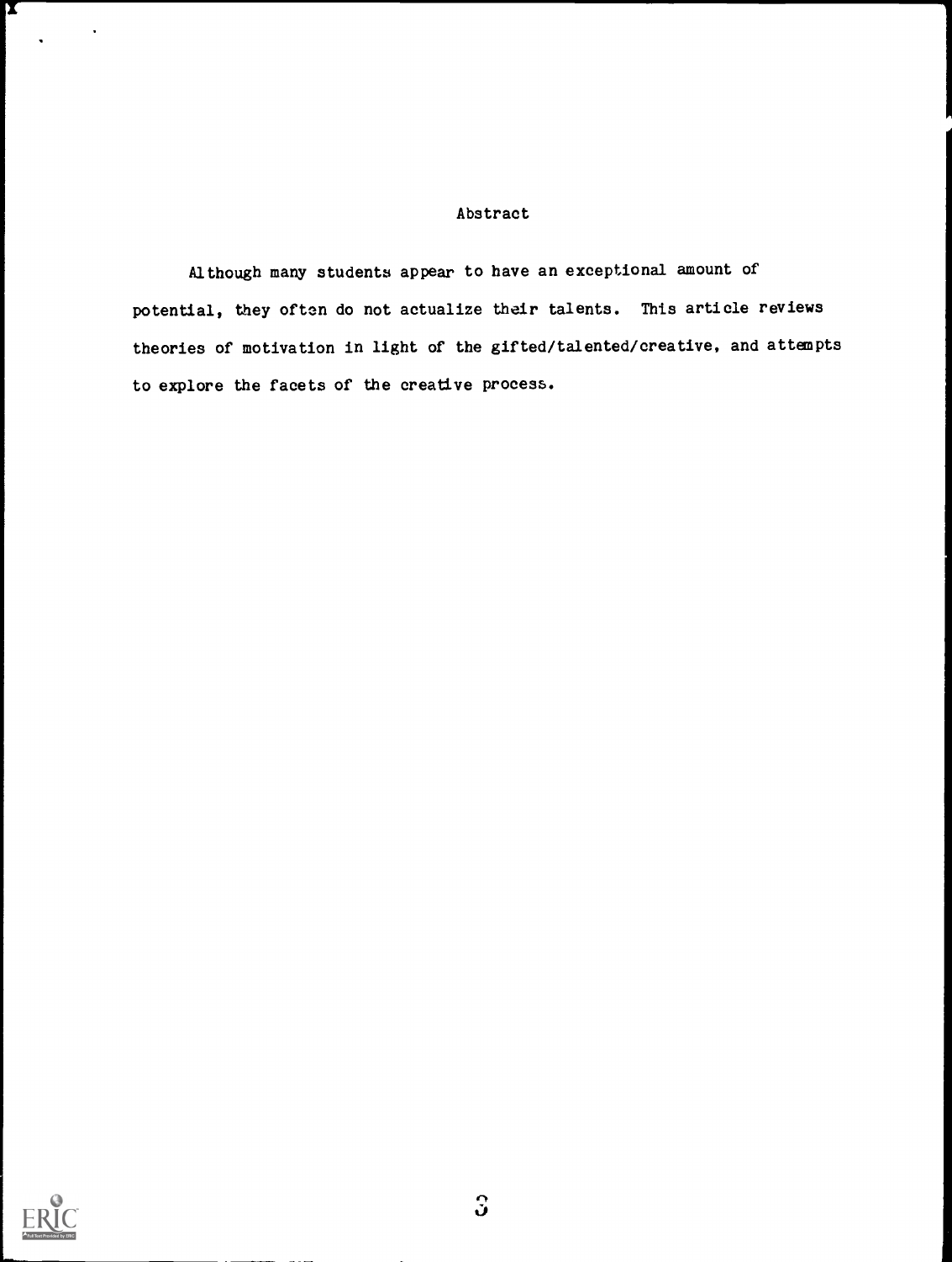## Abstract

Although many students appear to have an exceptional amount of potential, they often do not actualize their talents. This article reviews theories of motivation in light of the gifted/talented/creative, and attempts to explore the facets of the creative process.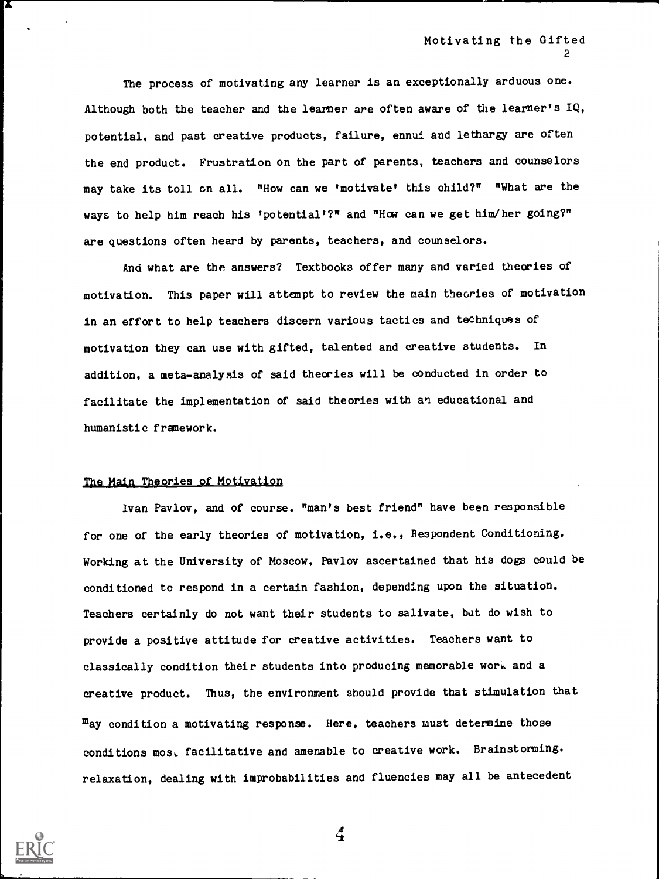The process of motivating any learner is an exceptionally arduous one. Although both the teacher and the learner are often aware of the learner's IQ, potential, and past creative products, failure, ennui and lethargy are often the end product. Frustration on the part of parents, teachers and counselors may take its toll on all. "How can we 'motivate' this child?" "What are the ways to help him reach his 'potential'?" and "How can we get him/her going?" are questions often heard by parents, teachers, and counselors.

And what are the answers? Textbooks offer many and varied theories of motivation. This paper will attempt to review the main theories of motivation in an effort to help teachers discern various tactics and techniques of motivation they can use with gifted, talented and creative students. In addition, a meta-analysis of said theories will be conducted in order to facilitate the implementation of said theories with an educational and humanistic framework.

## The Main Theories of Motivation

Ivan Pavlov, and of course. "man's best friend" have been responsible for one of the early theories of motivation, i.e., Respondent Conditioning. Working at the University of Moscow, Pavlov ascertained that his dogs could be conditioned to respond in a certain fashion, depending upon the situation. Teachers certainly do not want their students to salivate, but do wish to provide a positive attitude for creative activities. Teachers want to classically condition their students into producing memorable work and a creative product. Thus, the environment should provide that stimulation that may condition a motivating response. Here, teachers must determine those conditions most facilitative and amenable to creative work. Brainstorming. relaxation, dealing with improbabilities and fluencies may all be antecedent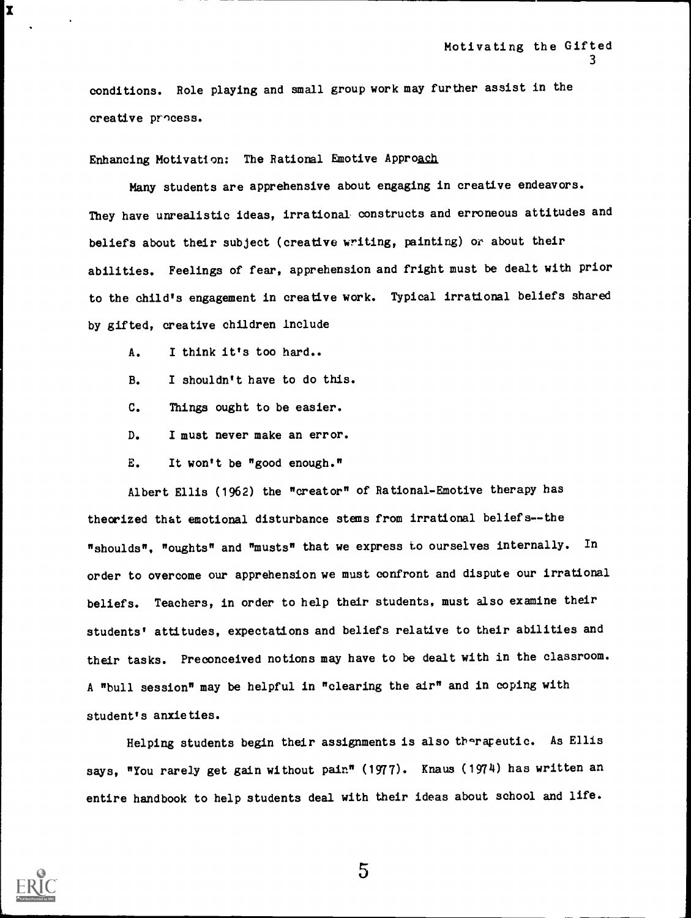conditions. Role playing and small group work may further assist in the creative process.

Enhancing Motivation: The Rational Emotive Approach

Many students are apprehensive about engaging in creative endeavors. They have unrealistic ideas, irrational constructs and erroneous attitudes and beliefs about their subject (creative writing, painting) or about their abilities. Feelings of fear, apprehension and fright must be dealt with prior to the child's engagement in creative work. Typical irrational beliefs shared by gifted, creative children include

A. I think it's too hard..

B. I shouldn't have to do this.

C. Things ought to be easier.

D. I must never make an error.

E. It won't be "good enough."

Albert Ellis (1962) the "creator" of Rational-Emotive therapy has theorized that emotional disturbance stems from irrational beliefs--the "shoulds", "oughts" and "musts" that we express to ourselves internally. In order to overcome our apprehension we must confront and dispute our irrational beliefs. Teachers, in order to help their students, must also examine their students' attitudes, expectations and beliefs relative to their abilities and their tasks. Preconceived notions may have to be dealt with in the classroom. A "bull session" may be helpful in "clearing the air" and in coping with student's anxieties.

Helping students begin their assignments is also therapeutic. As Ellis says, "You rarely get gain without pain" (1977). Knaus (1974) has written an entire handbook to help students deal with their ideas about school and life.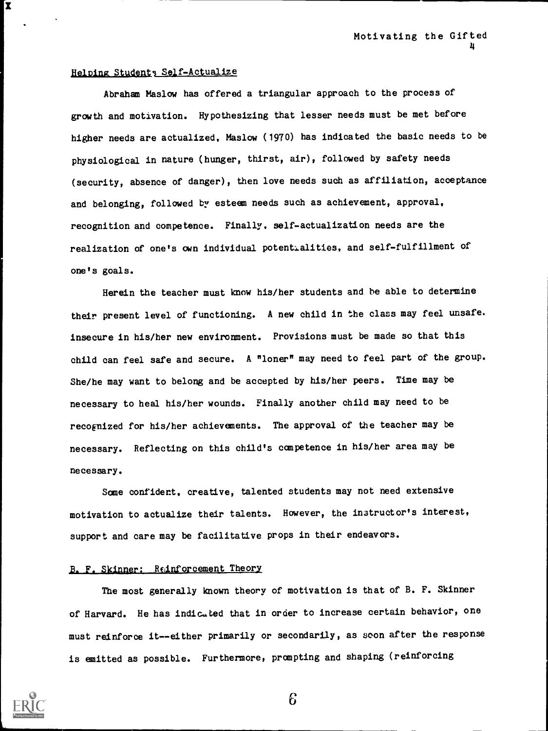## Helping Students Self-Actualize

Abraham Maslow has offered a triangular approach to the process of growth and motivation. Hypothesizing that lesser needs must be met before higher needs are actualized, Maslow (1970) has indicated the basic needs to be physiological in nature (hunger, thirst, air), followed by safety needs (security, absence of danger), then love needs such as affiliation, acceptance and belonging, followed by esteem needs such as achievement, approval, recognition and competence. Finally, self-actualization needs are the realization of one's own individual potentialities, and self-fulfillment of one's goals.

Herein the teacher must know his/her students and be able to determine their present level of functioning. A new child in the class may feel unsafe. insecure in his/her new environment. Provisions must be made so that this child can feel safe and secure. A "loner" may need to feel part of the group. She/he may want to belong and be accepted by his/her peers. Time may be necessary to heal his/her wounds. Finally another child may need to be recognized for his/her achievements. The approval of the teacher may be necessary. Reflecting on this child's competence in his/her area may be necessary.

Some confident, creative, talented students may not need extensive motivation to actualize their talents. However, the instructor's interest, support and care may be facilitative props in their endeavors.

## B. F. Skinner: Reinforcement Theory

The most generally known theory of motivation is that of B. F. Skinner of Harvard. He has indicated that in order to increase certain behavior, one must reinforce it--either primarily or secondarily, as soon after the response is emitted as possible. Furthermore, prompting and shaping (reinforcing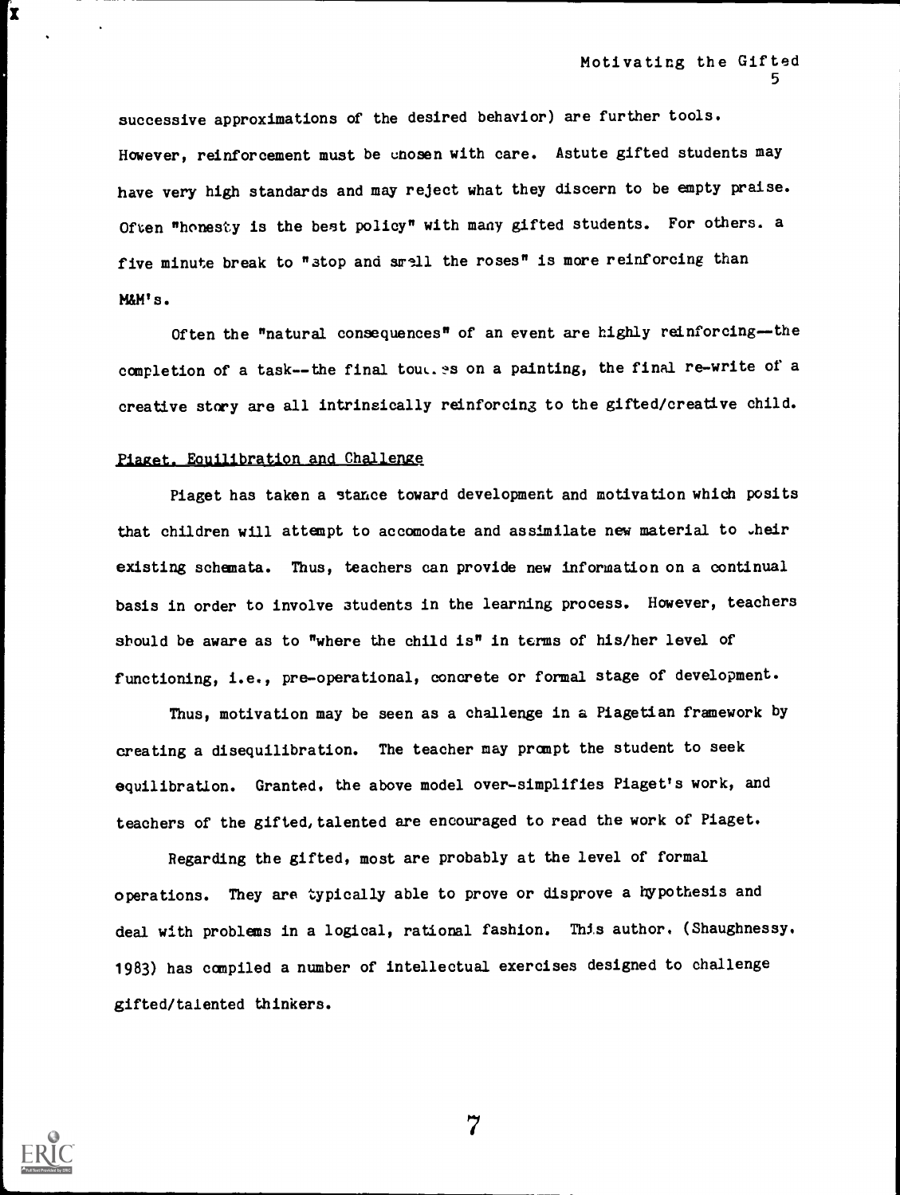successive approximations of the desired behavior) are further tools. However, reinforcement must be chosen with care. Astute gifted students may have very high standards and may reject what they discern to be empty praise. Often "honesty is the best policy" with many gifted students. For others, a five minute break to "stop and smell the roses" is more reinforcing than M&M's.

Often the "natural consequences" of an event are highly reinforcing--the completion of a task--the final touches on a painting, the final re-write of a creative story are all intrinsically reinforcing to the gifted/creative child.

## Piaget, Equilibration and Challenge

Piaget has taken a stance toward development and motivation which posits that children will attempt to accomodate and assimilate new material to their existing schemata. Thus, teachers can provide new information on a continual basis in order to involve students in the learning process. However, teachers should be aware as to "where the child is" in terms of his/her level of functioning, i.e., pre-operational, concrete or formal stage of development.

Thus, motivation may be seen as a challenge in a Piagetian framework by creating a disequilibration. The teacher may prompt the student to seek equilibration. Granted, the above model over-simplifies Piaget's work, and teachers of the gifted/talented are encouraged to read the work of Piaget.

Regarding the gifted, most are probably at the level of formal operations. They are typically able to prove or disprove a hypothesis and deal with problems in a logical, rational fashion. This author, (Shaughnessy, 1983) has compiled a number of intellectual exercises designed to challenge gifted/talented thinkers.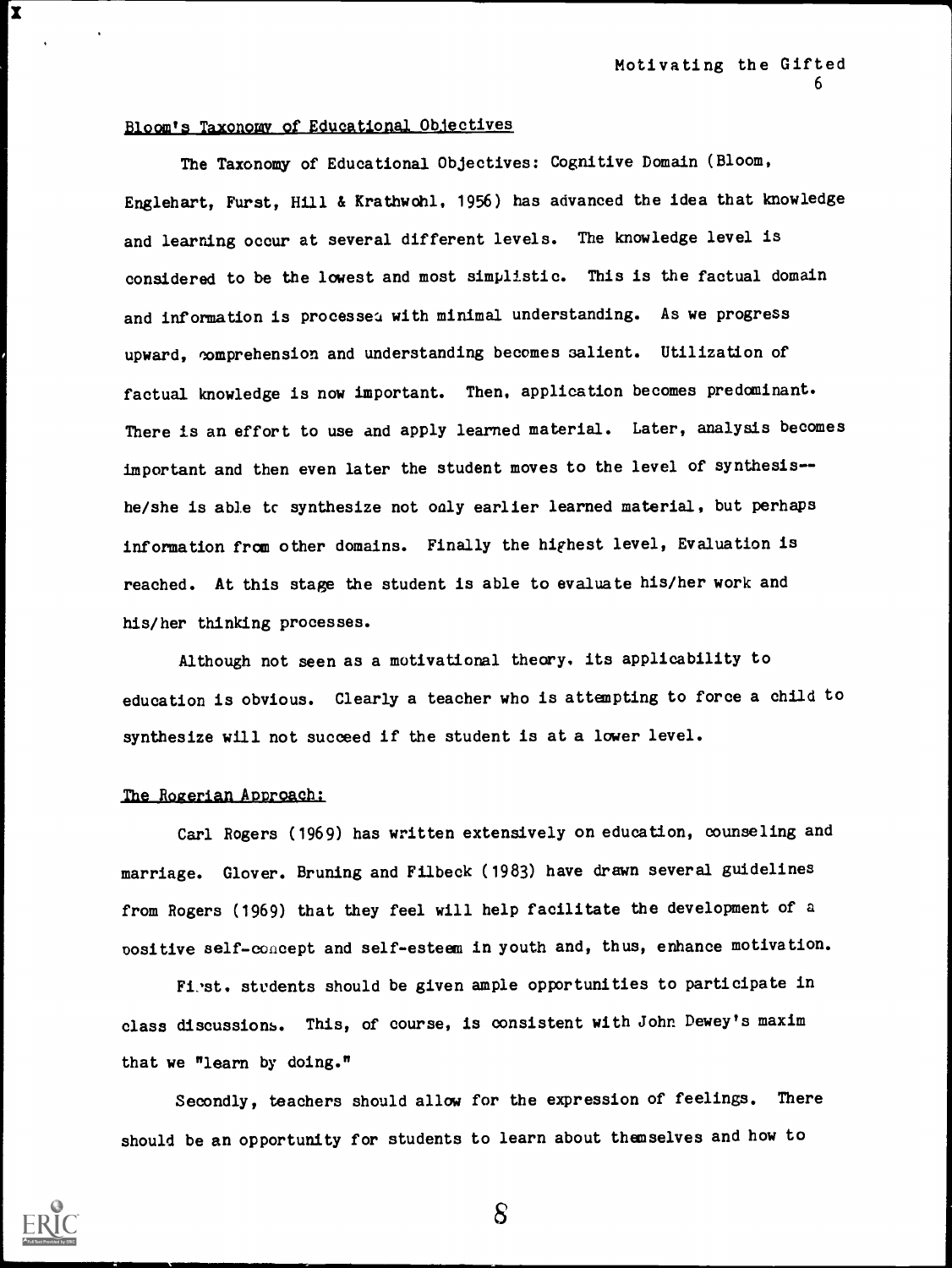## Bloom's Taxonomy of Educational Objectives

The Taxonomy of Educational Objectives: Cognitive Domain (Bloom, Englehart, Furst, Hill & Krathwohl, 1956) has advanced the idea that knowledge and learning occur at several different levels. The knowledge level is considered to be the lowest and most simplistic. This is the factual domain and information is processed with minimal understanding. As we progress upward, comprehension and understanding becomes salient. Utilization of factual knowledge is now important. Then, application becomes predominant. There is an effort to use and apply learned material. Later, analysis becomes important and then even later the student moves to the level of synthesis-- he/she is able to synthesize not only earlier learned material, but perhaps information from other domains. Finally the highest level, Evaluation is reached. At this stage the student is able to evaluate his/her work and his/her thinking processes.

Although not seen as a motivational theory, its applicability to education is obvious. Clearly a teacher who is attempting to force a child to synthesize will not succeed if the student is at a lower level.

## The Rogerian Approach:

Carl Rogers (1969) has written extensively on education, counseling and marriage. Glover, Bruning and Filbeck (1983) have drawn several guidelines from Rogers (1969) that they feel will help facilitate the development of a positive self-concept and self-esteem in youth and, thus, enhance motivation.

First, students should be given ample opportunities to participate in class discussions. This, of course, is consistent with John Dewey's maxim that we "learn by doing."

Secondly, teachers should allow for the expression of feelings. There should be an opportunity for students to learn about themselves and how to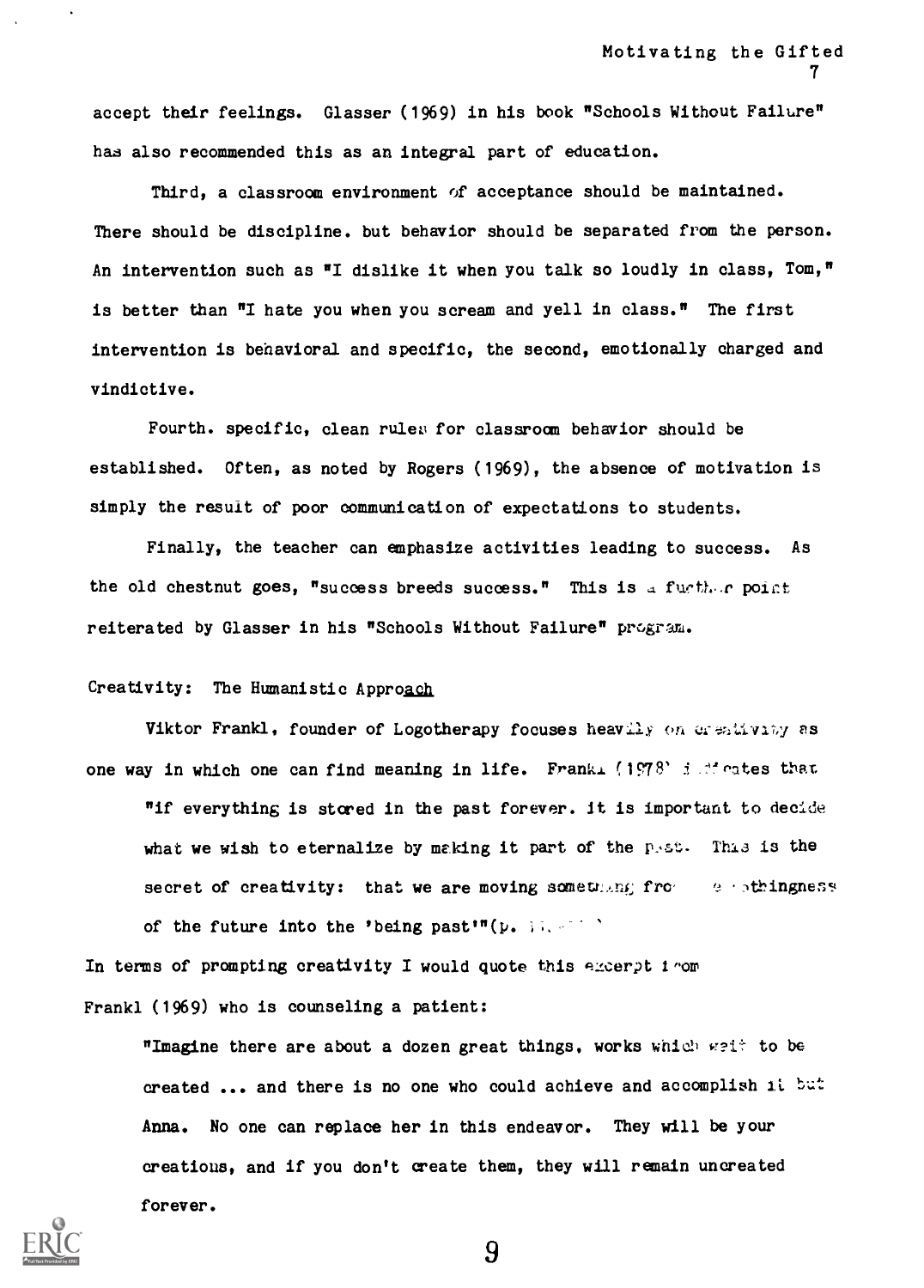accept their feelings. Glasser (1969) in his book "Schools Without Failure" has also recommended this as an integral part of education.

Third, a classroom environment of acceptance should be maintained. There should be discipline. but behavior should be separated from the person. An intervention such as "I dislike it when you talk so loudly in class, Tom," is better than "I hate you when you scream and yell in class." The first intervention is behavioral and specific, the second, emotionally charged and vindictive.

Fourth. specific, clean rules for classroom behavior should be established. Often, as noted by Rogers (1969), the absence of motivation is simply the result of poor communication of expectations to students.

Finally, the teacher can emphasize activities leading to success. As the old chestnut goes, "success breeds success." This is a further point reiterated by Glasser in his "Schools Without Failure" program.

## Creativity: The Humanistic Approach

Viktor Frankl, founder of Logotherapy focuses heavily on creativity as one way in which one can find meaning in life. Frankl (1978) indicates that

> "if everything is stored in the past forever. it is important to decide what we wish to eternalize by making it part of the past. This is the secret of creativity: that we are moving something from the nothingness of the future into the 'being past'"(p. ...)

In terms of prompting creativity I would quote this excerpt from Frankl (1969) who is counseling a patient:

> "Imagine there are about a dozen great things, works which wait to be created ... and there is no one who could achieve and accomplish it but Anna. No one can replace her in this endeavor. They will be your creations, and if you don't create them, they will remain uncreated forever.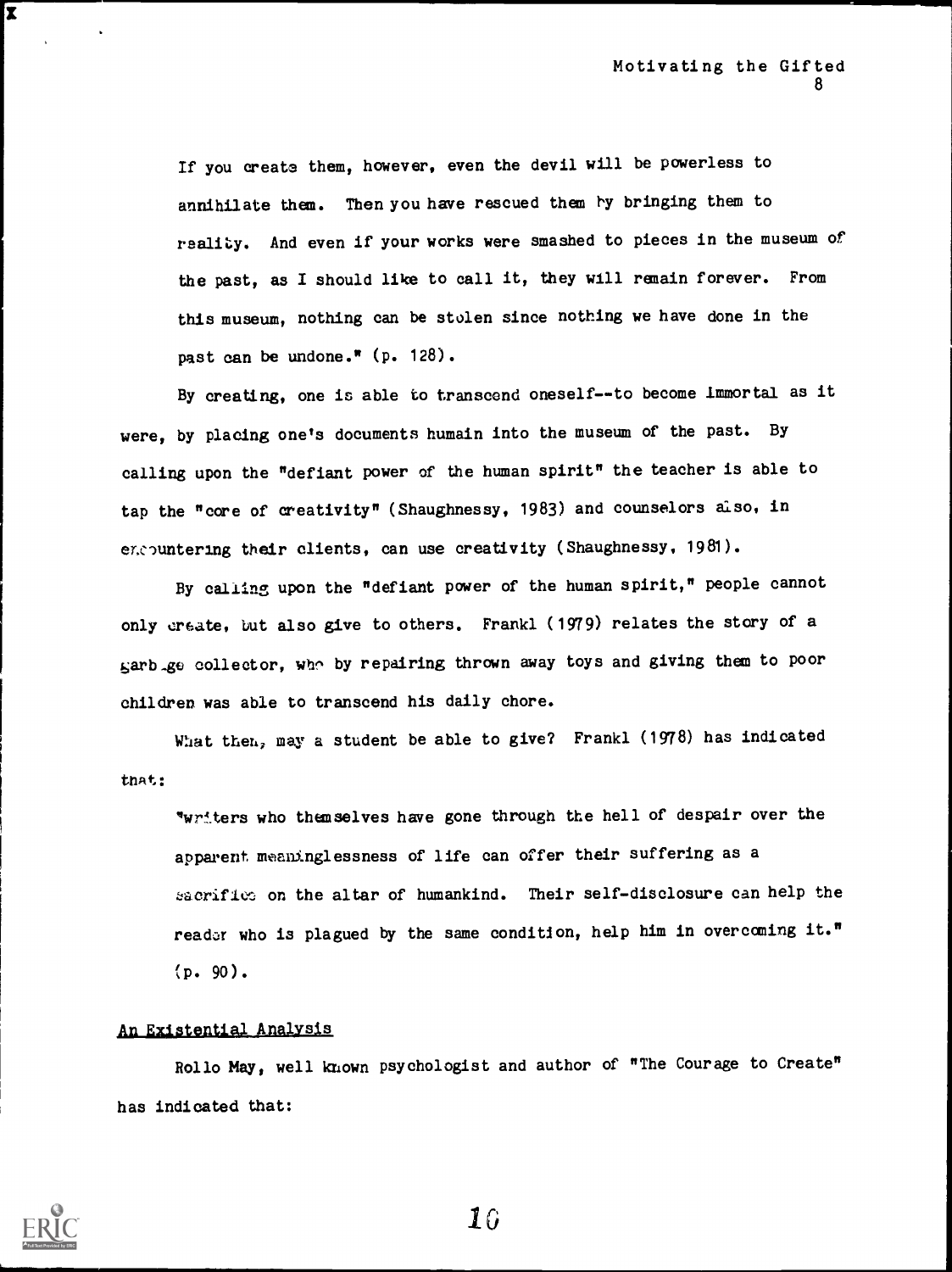If you create them, however, even the devil will be powerless to annihilate them. Then you have rescued them by bringing them to reality. And even if your works were smashed to pieces in the museum of the past, as I should like to call it, they will remain forever. From this museum, nothing can be stolen since nothing we have done in the past can be undone." (p. 128).

By creating, one is able to transcend oneself--to become immortal as it were, by placing one's documents humain into the museum of the past. By calling upon the "defiant power of the human spirit" the teacher is able to tap the "core of creativity" (Shaughnessy, 1983) and counselors also, in encountering their clients, can use creativity (Shaughnessy, 1981).

By calling upon the "defiant power of the human spirit," people cannot only create, but also give to others. Frankl (1979) relates the story of a garbage collector, who by repairing thrown away toys and giving them to poor children was able to transcend his daily chore.

What then, may a student be able to give? Frankl (1978) has indicated that:

> "writers who themselves have gone through the hell of despair over the apparent meaninglessness of life can offer their suffering as a sacrifice on the altar of humankind. Their self-disclosure can help the reader who is plagued by the same condition, help him in overcoming it." (p. 90).

## An Existential Analysis

Rollo May, well known psychologist and author of "The Courage to Create" has indicated that: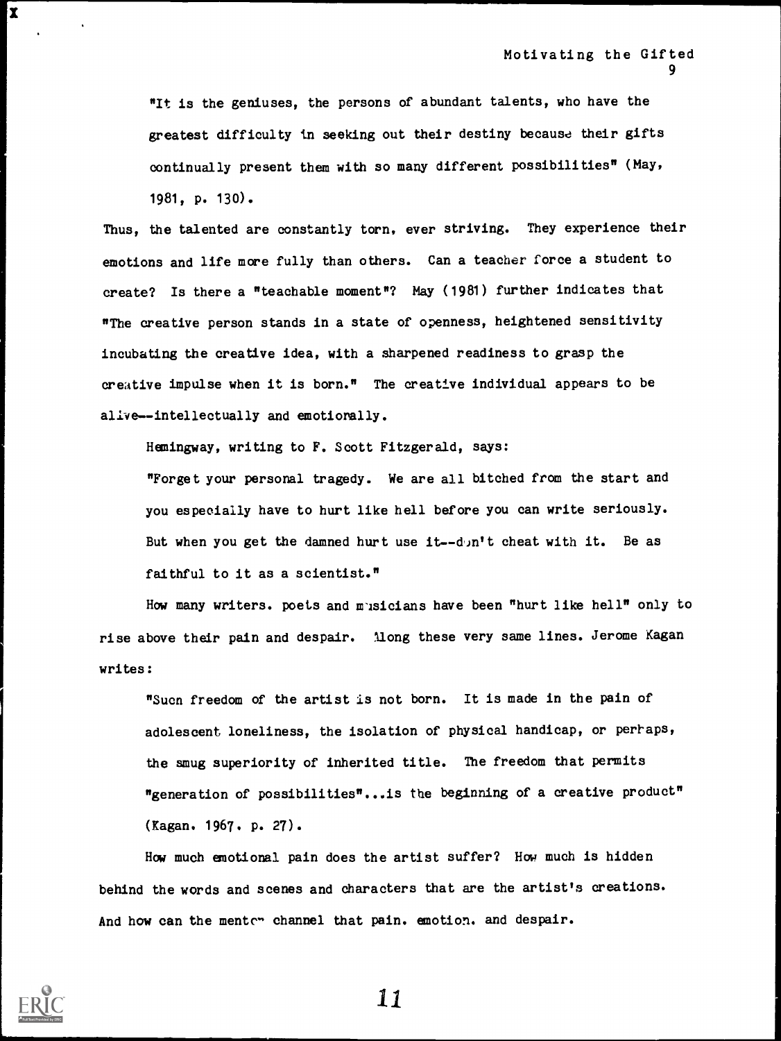> "It is the geniuses, the persons of abundant talents, who have the greatest difficulty in seeking out their destiny because their gifts continually present them with so many different possibilities" (May, 1981, p. 130).

Thus, the talented are constantly torn, ever striving. They experience their emotions and life more fully than others. Can a teacher force a student to create? Is there a "teachable moment"? May (1981) further indicates that "The creative person stands in a state of openness, heightened sensitivity incubating the creative idea, with a sharpened readiness to grasp the creative impulse when it is born." The creative individual appears to be alive--intellectually and emotionally.

Hemingway, writing to F. Scott Fitzgerald, says:

> "Forget your personal tragedy. We are all bitched from the start and you especially have to hurt like hell before you can write seriously. But when you get the damned hurt use it--don't cheat with it. Be as faithful to it as a scientist."

How many writers, poets and musicians have been "hurt like hell" only to rise above their pain and despair. Along these very same lines, Jerome Kagan writes:

> "Such freedom of the artist is not born. It is made in the pain of adolescent loneliness, the isolation of physical handicap, or perhaps, the smug superiority of inherited title. The freedom that permits "generation of possibilities"...is the beginning of a creative product" (Kagan, 1967, p. 27).

How much emotional pain does the artist suffer? How much is hidden behind the words and scenes and characters that are the artist's creations. And how can the mentor channel that pain, emotion, and despair.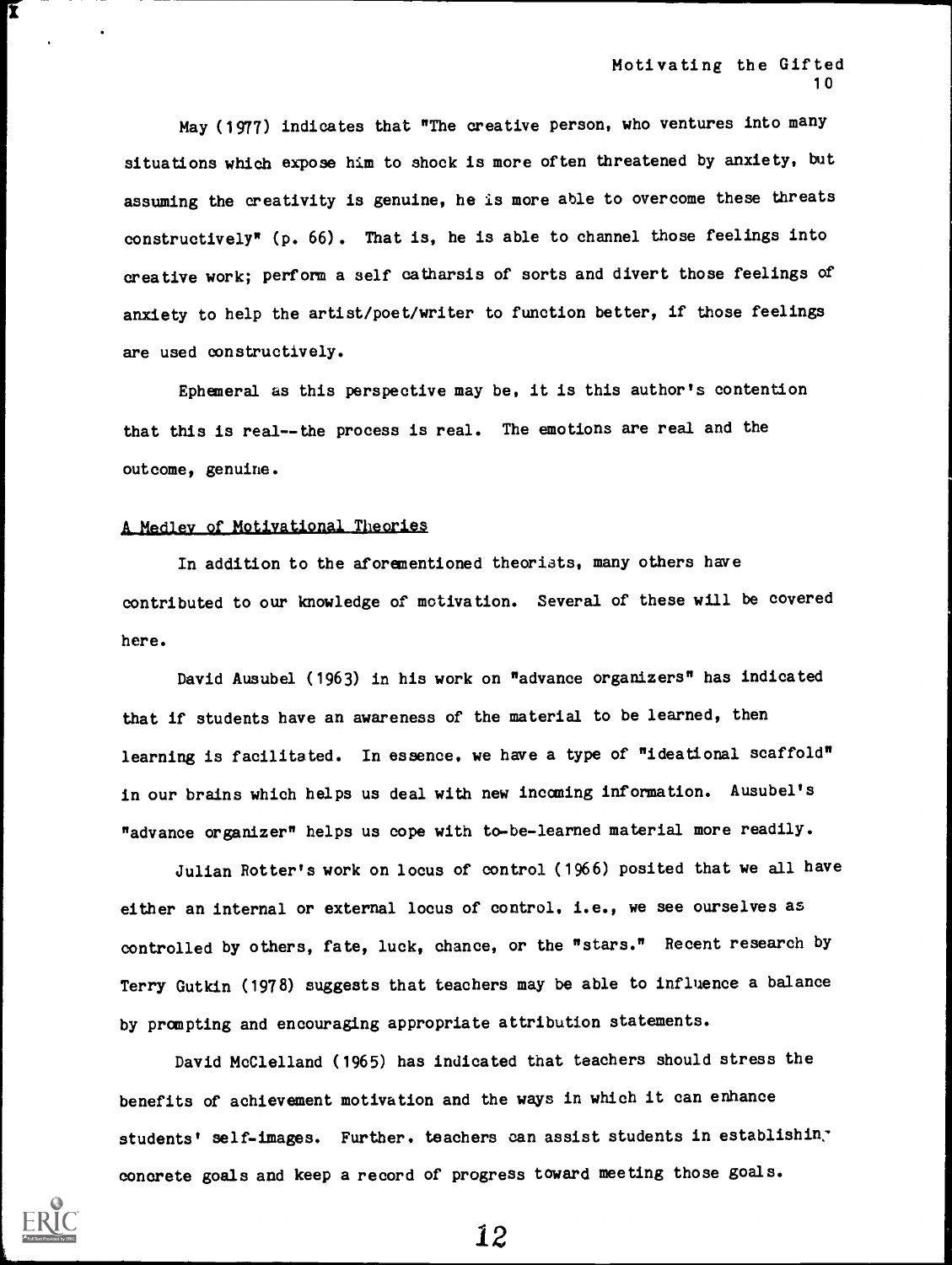May (1977) indicates that "The creative person, who ventures into many situations which expose him to shock is more often threatened by anxiety, but assuming the creativity is genuine, he is more able to overcome these threats constructively" (p. 66). That is, he is able to channel those feelings into creative work; perform a self catharsis of sorts and divert those feelings of anxiety to help the artist/poet/writer to function better, if those feelings are used constructively.

Ephemeral as this perspective may be, it is this author's contention that this is real--the process is real. The emotions are real and the outcome, genuine.

## A Medley of Motivational Theories

In addition to the aforementioned theorists, many others have contributed to our knowledge of motivation. Several of these will be covered here.

David Ausubel (1963) in his work on "advance organizers" has indicated that if students have an awareness of the material to be learned, then learning is facilitated. In essence, we have a type of "ideational scaffold" in our brains which helps us deal with new incoming information. Ausubel's "advance organizer" helps us cope with to-be-learned material more readily.

Julian Rotter's work on locus of control (1966) posited that we all have either an internal or external locus of control, i.e., we see ourselves as controlled by others, fate, luck, chance, or the "stars." Recent research by Terry Gutkin (1978) suggests that teachers may be able to influence a balance by prompting and encouraging appropriate attribution statements.

David McClelland (1965) has indicated that teachers should stress the benefits of achievement motivation and the ways in which it can enhance students' self-images. Further, teachers can assist students in establishing concrete goals and keep a record of progress toward meeting those goals.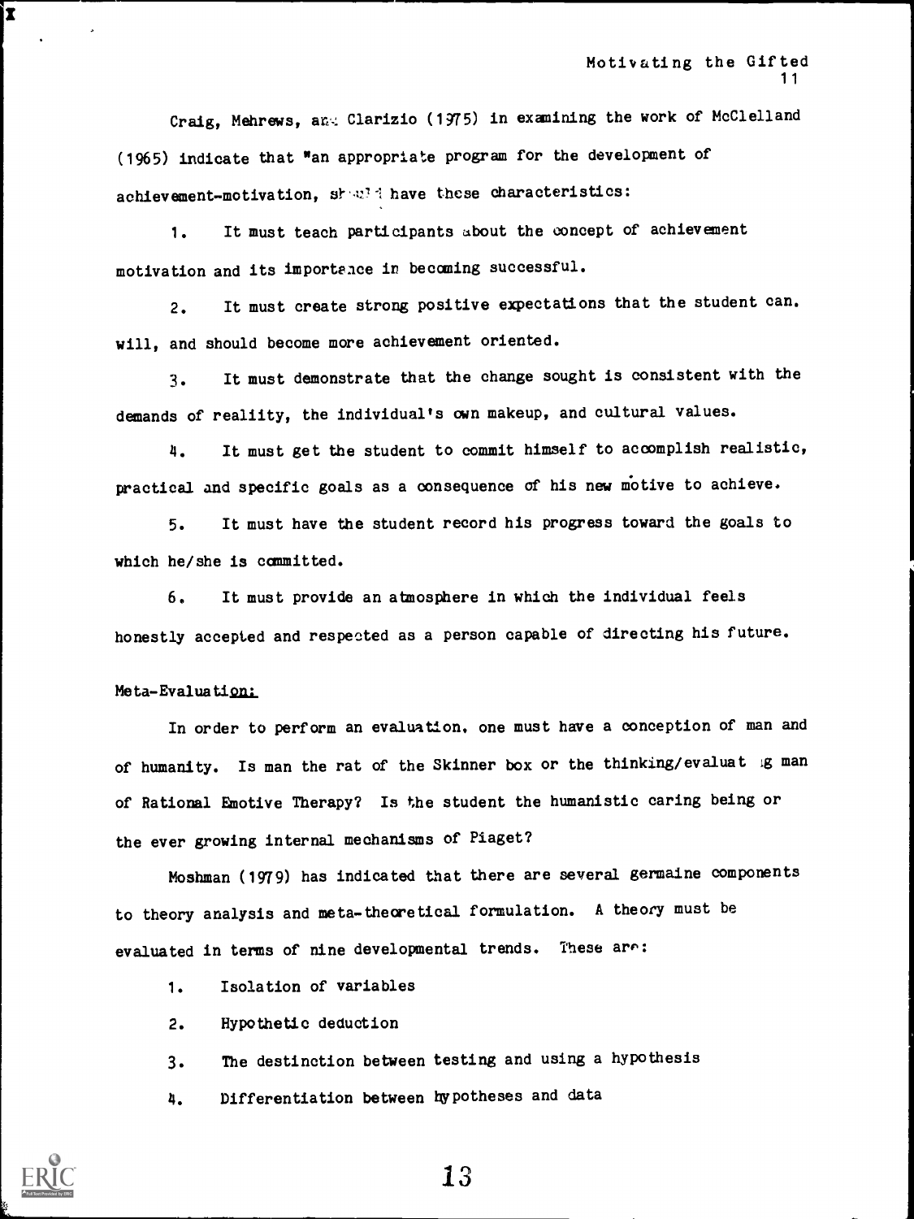Craig, Mehrews, and Clarizio (1975) in examining the work of McClelland (1965) indicate that "an appropriate program for the development of achievement-motivation, should have these characteristics:

1. It must teach participants about the concept of achievement motivation and its importance in becoming successful.

2. It must create strong positive expectations that the student can, will, and should become more achievement oriented.

3. It must demonstrate that the change sought is consistent with the demands of realiity, the individual's own makeup, and cultural values.

4. It must get the student to commit himself to accomplish realistic, practical and specific goals as a consequence of his new motive to achieve.

5. It must have the student record his progress toward the goals to which he/she is committed.

6. It must provide an atmosphere in which the individual feels honestly accepted and respected as a person capable of directing his future.

Meta-Evaluation:

In order to perform an evaluation, one must have a conception of man and of humanity. Is man the rat of the Skinner box or the thinking/evaluating man of Rational Emotive Therapy? Is the student the humanistic caring being or the ever growing internal mechanisms of Piaget?

Moshman (1979) has indicated that there are several germaine components to theory analysis and meta-theoretical formulation. A theory must be evaluated in terms of nine developmental trends. These are:

1. Isolation of variables
2. Hypothetic deduction
3. The destinction between testing and using a hypothesis
4. Differentiation between hypotheses and data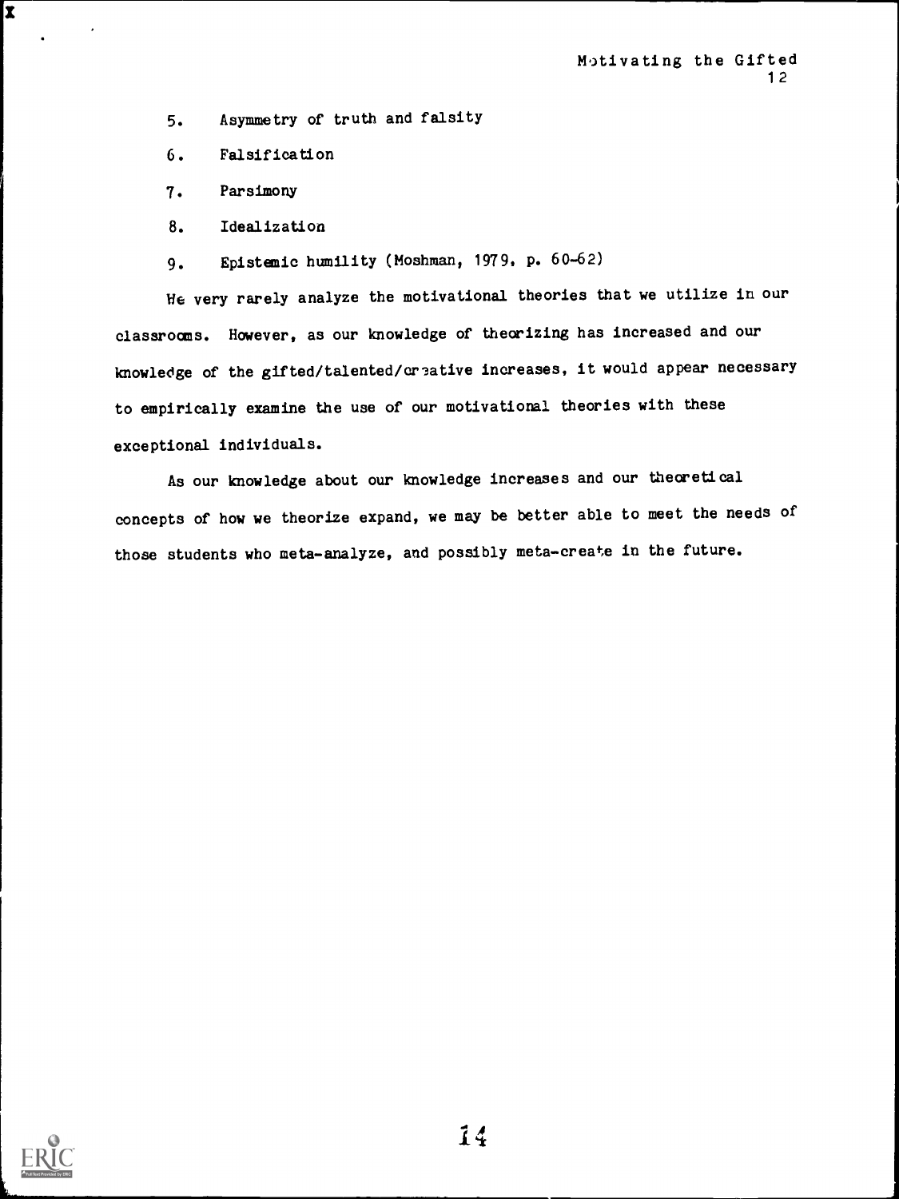5. Asymmetry of truth and falsity
6. Falsification
7. Parsimony
8. Idealization
9. Epistemic humility (Moshman, 1979, p. 60-62)

We very rarely analyze the motivational theories that we utilize in our classrooms. However, as our knowledge of theorizing has increased and our knowledge of the gifted/talented/creative increases, it would appear necessary to empirically examine the use of our motivational theories with these exceptional individuals.

As our knowledge about our knowledge increases and our theoretical concepts of how we theorize expand, we may be better able to meet the needs of those students who meta-analyze, and possibly meta-create in the future.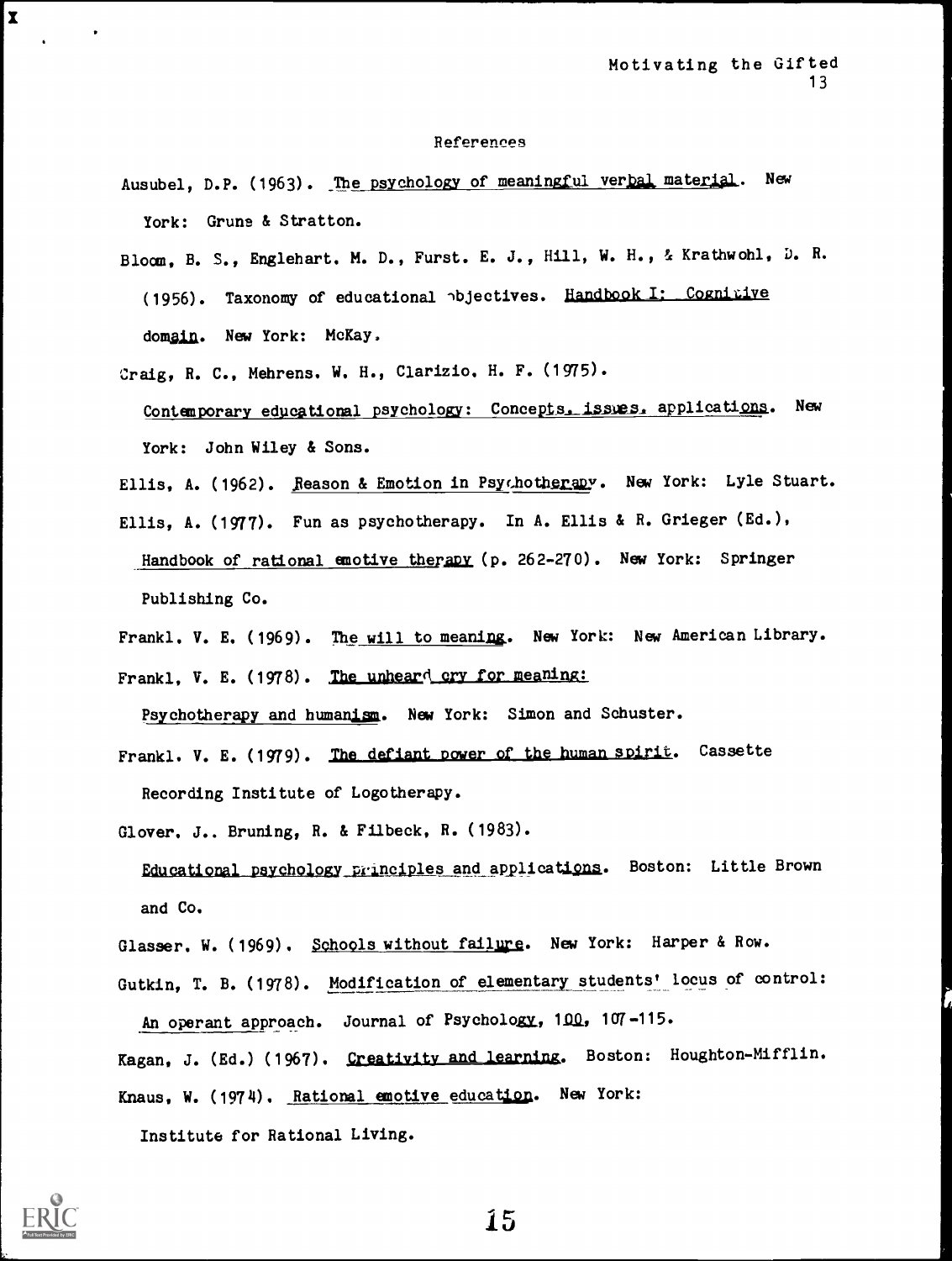## References

Ausubel, D.P. (1963). The psychology of meaningful verbal material. New York: Grune & Stratton.

Bloom, B. S., Englehart, M. D., Furst, E. J., Hill, W. H., & Krathwohl, D. R. (1956). Taxonomy of educational objectives. Handbook I: Cognitive domain. New York: McKay.

Craig, R. C., Mehrens, W. H., Clarizio, H. F. (1975). Contemporary educational psychology: Concepts, issues, applications. New York: John Wiley & Sons.

Ellis, A. (1962). Reason & Emotion in Psychotherapy. New York: Lyle Stuart.

Ellis, A. (1977). Fun as psychotherapy. In A. Ellis & R. Grieger (Ed.), Handbook of rational emotive therapy (p. 262-270). New York: Springer Publishing Co.

Frankl, V. E. (1969). The will to meaning. New York: New American Library.

Frankl, V. E. (1978). The unheard cry for meaning: Psychotherapy and humanism. New York: Simon and Schuster.

Frankl, V. E. (1979). The defiant power of the human spirit. Cassette Recording Institute of Logotherapy.

Glover, J., Bruning, R. & Filbeck, R. (1983). Educational psychology principles and applications. Boston: Little Brown and Co.

Glasser, W. (1969). Schools without failure. New York: Harper & Row.

Gutkin, T. B. (1978). Modification of elementary students' locus of control: An operant approach. Journal of Psychology, 100, 107-115.

Kagan, J. (Ed.) (1967). Creativity and learning. Boston: Houghton-Mifflin.

Knaus, W. (1974). Rational emotive education. New York: Institute for Rational Living.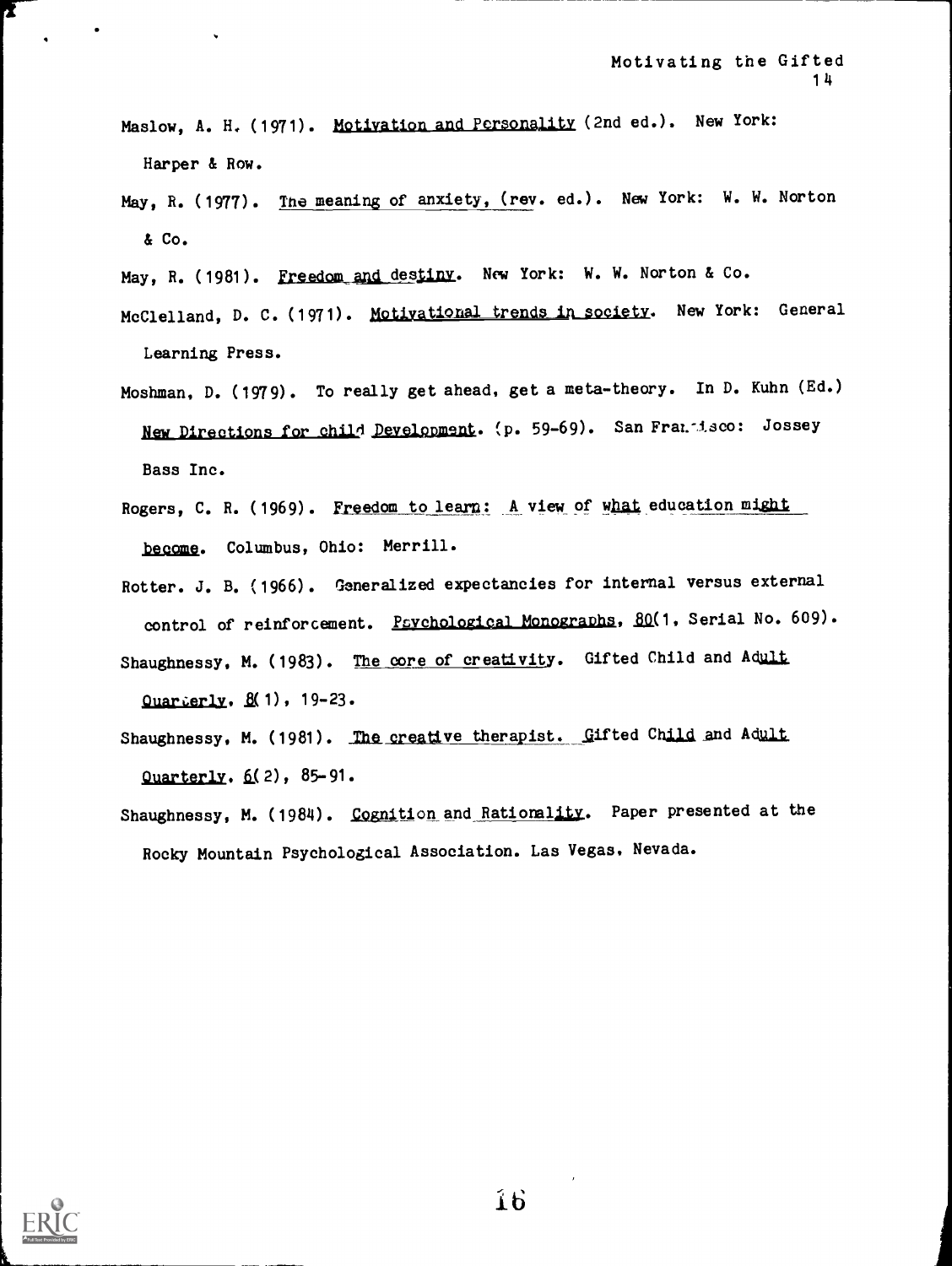Maslow, A. H. (1971). Motivation and Personality (2nd ed.). New York: Harper & Row.

May, R. (1977). The meaning of anxiety, (rev. ed.). New York: W. W. Norton & Co.

May, R. (1981). Freedom and destiny. New York: W. W. Norton & Co.

McClelland, D. C. (1971). Motivational trends in society. New York: General Learning Press.

Moshman, D. (1979). To really get ahead, get a meta-theory. In D. Kuhn (Ed.) New Directions for child Development. (p. 59-69). San Francisco: Jossey Bass Inc.

Rogers, C. R. (1969). Freedom to learn: A view of what education might become. Columbus, Ohio: Merrill.

Rotter. J. B. (1966). Generalized expectancies for internal versus external control of reinforcement. Psychological Monographs, 80(1, Serial No. 609).

Shaughnessy, M. (1983). The core of creativity. Gifted Child and Adult Quarterly, 8(1), 19-23.

Shaughnessy, M. (1981). The creative therapist. Gifted Child and Adult Quarterly, 6(2), 85-91.

Shaughnessy, M. (1984). Cognition and Rationality. Paper presented at the Rocky Mountain Psychological Association. Las Vegas, Nevada.